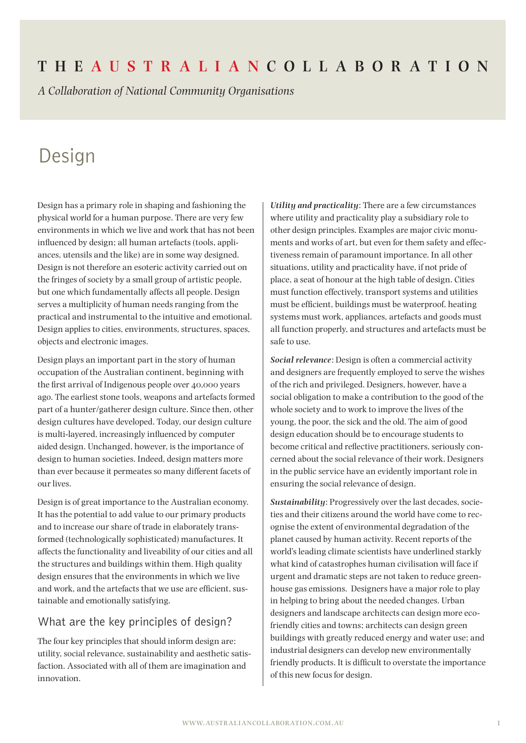# THE AUSTRALIAN COLLABORATION

*A Collaboration of National Community Organisations*

## Design

Design has a primary role in shaping and fashioning the physical world for a human purpose. There are very few environments in which we live and work that has not been influenced by design; all human artefacts (tools, appliances, utensils and the like) are in some way designed. Design is not therefore an esoteric activity carried out on the fringes of society by a small group of artistic people, but one which fundamentally affects all people. Design serves a multiplicity of human needs ranging from the practical and instrumental to the intuitive and emotional. Design applies to cities, environments, structures, spaces, objects and electronic images.

Design plays an important part in the story of human occupation of the Australian continent, beginning with the first arrival of Indigenous people over 40,000 years ago. The earliest stone tools, weapons and artefacts formed part of a hunter/gatherer design culture. Since then, other design cultures have developed. Today, our design culture is multi-layered, increasingly influenced by computer aided design. Unchanged, however, is the importance of design to human societies. Indeed, design matters more than ever because it permeates so many different facets of our lives.

Design is of great importance to the Australian economy. It has the potential to add value to our primary products and to increase our share of trade in elaborately transformed (technologically sophisticated) manufactures. It affects the functionality and liveability of our cities and all the structures and buildings within them. High quality design ensures that the environments in which we live and work, and the artefacts that we use are efficient, sustainable and emotionally satisfying.

### What are the key principles of design?

The four key principles that should inform design are: utility, social relevance, sustainability and aesthetic satisfaction. Associated with all of them are imagination and innovation.

***Utility and practicality***: There are a few circumstances where utility and practicality play a subsidiary role to other design principles. Examples are major civic monuments and works of art, but even for them safety and effectiveness remain of paramount importance. In all other situations, utility and practicality have, if not pride of place, a seat of honour at the high table of design. Cities must function effectively, transport systems and utilities must be efficient, buildings must be waterproof, heating systems must work, appliances, artefacts and goods must all function properly, and structures and artefacts must be safe to use.

***Social relevance***: Design is often a commercial activity and designers are frequently employed to serve the wishes of the rich and privileged. Designers, however, have a social obligation to make a contribution to the good of the whole society and to work to improve the lives of the young, the poor, the sick and the old. The aim of good design education should be to encourage students to become critical and reflective practitioners, seriously concerned about the social relevance of their work. Designers in the public service have an evidently important role in ensuring the social relevance of design.

***Sustainability***: Progressively over the last decades, societies and their citizens around the world have come to recognise the extent of environmental degradation of the planet caused by human activity. Recent reports of the world's leading climate scientists have underlined starkly what kind of catastrophes human civilisation will face if urgent and dramatic steps are not taken to reduce greenhouse gas emissions. Designers have a major role to play in helping to bring about the needed changes. Urban designers and landscape architects can design more eco-friendly cities and towns; architects can design green buildings with greatly reduced energy and water use; and industrial designers can develop new environmentally friendly products. It is difficult to overstate the importance of this new focus for design.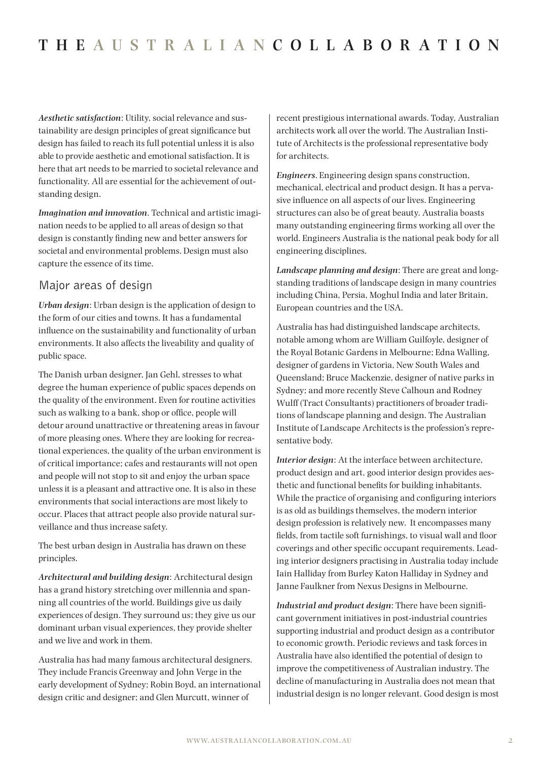***Aesthetic satisfaction***: Utility, social relevance and sustainability are design principles of great significance but design has failed to reach its full potential unless it is also able to provide aesthetic and emotional satisfaction. It is here that art needs to be married to societal relevance and functionality. All are essential for the achievement of outstanding design.

***Imagination and innovation***. Technical and artistic imagination needs to be applied to all areas of design so that design is constantly finding new and better answers for societal and environmental problems. Design must also capture the essence of its time.

## Major areas of design

***Urban design***: Urban design is the application of design to the form of our cities and towns. It has a fundamental influence on the sustainability and functionality of urban environments. It also affects the liveability and quality of public space.

The Danish urban designer, Jan Gehl, stresses to what degree the human experience of public spaces depends on the quality of the environment. Even for routine activities such as walking to a bank, shop or office, people will detour around unattractive or threatening areas in favour of more pleasing ones. Where they are looking for recreational experiences, the quality of the urban environment is of critical importance; cafes and restaurants will not open and people will not stop to sit and enjoy the urban space unless it is a pleasant and attractive one. It is also in these environments that social interactions are most likely to occur. Places that attract people also provide natural surveillance and thus increase safety.

The best urban design in Australia has drawn on these principles.

***Architectural and building design***: Architectural design has a grand history stretching over millennia and spanning all countries of the world. Buildings give us daily experiences of design. They surround us; they give us our dominant urban visual experiences, they provide shelter and we live and work in them.

Australia has had many famous architectural designers. They include Francis Greenway and John Verge in the early development of Sydney; Robin Boyd, an international design critic and designer; and Glen Murcutt, winner of recent prestigious international awards. Today, Australian architects work all over the world. The Australian Institute of Architects is the professional representative body for architects.

***Engineers***. Engineering design spans construction, mechanical, electrical and product design. It has a pervasive influence on all aspects of our lives. Engineering structures can also be of great beauty. Australia boasts many outstanding engineering firms working all over the world. Engineers Australia is the national peak body for all engineering disciplines.

***Landscape planning and design***: There are great and longstanding traditions of landscape design in many countries including China, Persia, Moghul India and later Britain, European countries and the USA.

Australia has had distinguished landscape architects, notable among whom are William Guilfoyle, designer of the Royal Botanic Gardens in Melbourne; Edna Walling, designer of gardens in Victoria, New South Wales and Queensland; Bruce Mackenzie, designer of native parks in Sydney; and more recently Steve Calhoun and Rodney Wulff (Tract Consultants) practitioners of broader traditions of landscape planning and design. The Australian Institute of Landscape Architects is the profession's representative body.

***Interior design***: At the interface between architecture, product design and art, good interior design provides aesthetic and functional benefits for building inhabitants. While the practice of organising and configuring interiors is as old as buildings themselves, the modern interior design profession is relatively new. It encompasses many fields, from tactile soft furnishings, to visual wall and floor coverings and other specific occupant requirements. Leading interior designers practising in Australia today include Iain Halliday from Burley Katon Halliday in Sydney and Janne Faulkner from Nexus Designs in Melbourne.

***Industrial and product design***: There have been significant government initiatives in post-industrial countries supporting industrial and product design as a contributor to economic growth. Periodic reviews and task forces in Australia have also identified the potential of design to improve the competitiveness of Australian industry. The decline of manufacturing in Australia does not mean that industrial design is no longer relevant. Good design is most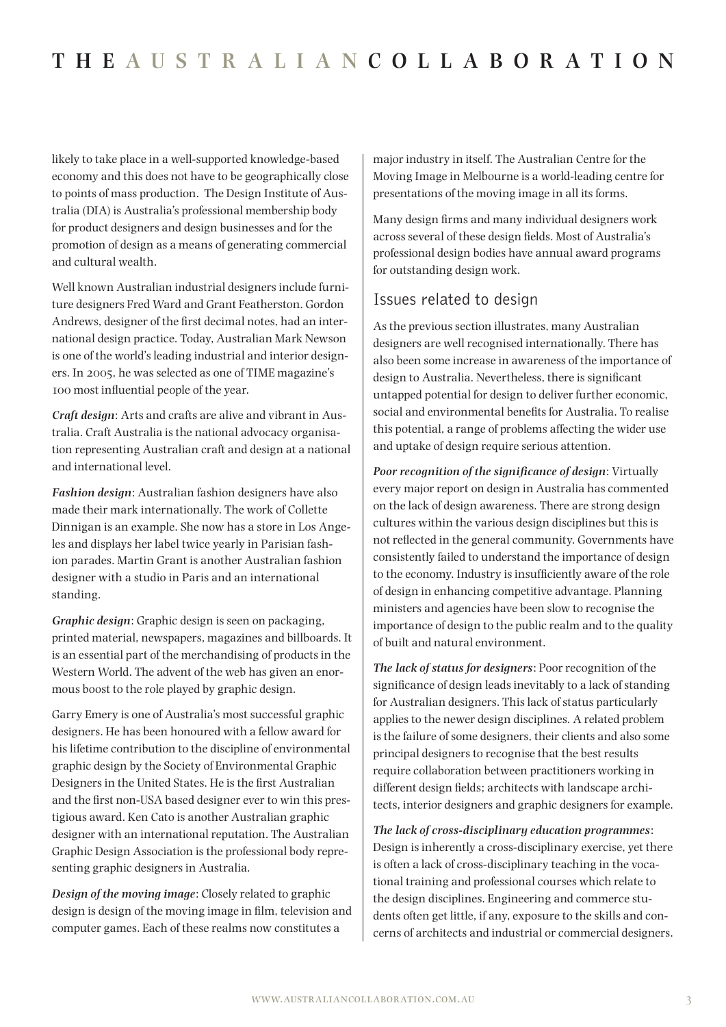likely to take place in a well-supported knowledge-based economy and this does not have to be geographically close to points of mass production. The Design Institute of Australia (DIA) is Australia's professional membership body for product designers and design businesses and for the promotion of design as a means of generating commercial and cultural wealth.

Well known Australian industrial designers include furniture designers Fred Ward and Grant Featherston. Gordon Andrews, designer of the first decimal notes, had an international design practice. Today, Australian Mark Newson is one of the world's leading industrial and interior designers. In 2005, he was selected as one of TIME magazine's 100 most influential people of the year.

***Craft design***: Arts and crafts are alive and vibrant in Australia. Craft Australia is the national advocacy organisation representing Australian craft and design at a national and international level.

***Fashion design***: Australian fashion designers have also made their mark internationally. The work of Collette Dinnigan is an example. She now has a store in Los Angeles and displays her label twice yearly in Parisian fashion parades. Martin Grant is another Australian fashion designer with a studio in Paris and an international standing.

***Graphic design***: Graphic design is seen on packaging, printed material, newspapers, magazines and billboards. It is an essential part of the merchandising of products in the Western World. The advent of the web has given an enormous boost to the role played by graphic design.

Garry Emery is one of Australia's most successful graphic designers. He has been honoured with a fellow award for his lifetime contribution to the discipline of environmental graphic design by the Society of Environmental Graphic Designers in the United States. He is the first Australian and the first non-USA based designer ever to win this prestigious award. Ken Cato is another Australian graphic designer with an international reputation. The Australian Graphic Design Association is the professional body representing graphic designers in Australia.

***Design of the moving image***: Closely related to graphic design is design of the moving image in film, television and computer games. Each of these realms now constitutes a major industry in itself. The Australian Centre for the Moving Image in Melbourne is a world-leading centre for presentations of the moving image in all its forms.

Many design firms and many individual designers work across several of these design fields. Most of Australia's professional design bodies have annual award programs for outstanding design work.

## Issues related to design

As the previous section illustrates, many Australian designers are well recognised internationally. There has also been some increase in awareness of the importance of design to Australia. Nevertheless, there is significant untapped potential for design to deliver further economic, social and environmental benefits for Australia. To realise this potential, a range of problems affecting the wider use and uptake of design require serious attention.

***Poor recognition of the significance of design***: Virtually every major report on design in Australia has commented on the lack of design awareness. There are strong design cultures within the various design disciplines but this is not reflected in the general community. Governments have consistently failed to understand the importance of design to the economy. Industry is insufficiently aware of the role of design in enhancing competitive advantage. Planning ministers and agencies have been slow to recognise the importance of design to the public realm and to the quality of built and natural environment.

***The lack of status for designers***: Poor recognition of the significance of design leads inevitably to a lack of standing for Australian designers. This lack of status particularly applies to the newer design disciplines. A related problem is the failure of some designers, their clients and also some principal designers to recognise that the best results require collaboration between practitioners working in different design fields; architects with landscape architects, interior designers and graphic designers for example.

***The lack of cross-disciplinary education programmes***: Design is inherently a cross-disciplinary exercise, yet there is often a lack of cross-disciplinary teaching in the vocational training and professional courses which relate to the design disciplines. Engineering and commerce students often get little, if any, exposure to the skills and concerns of architects and industrial or commercial designers.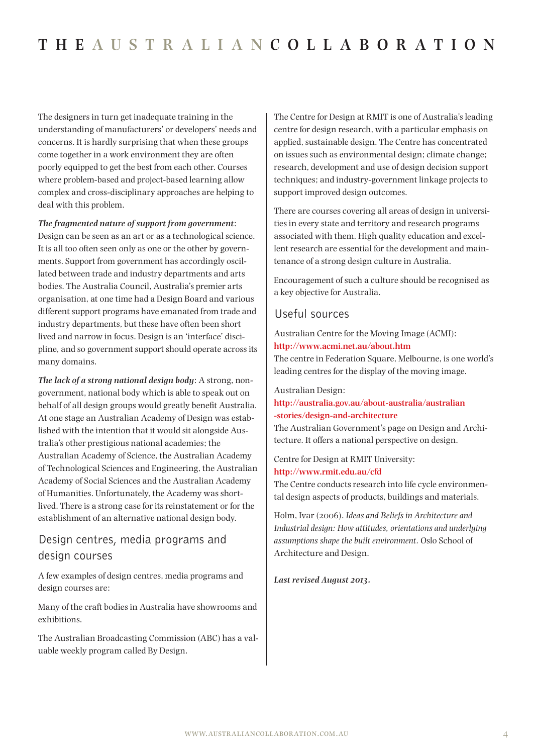The designers in turn get inadequate training in the understanding of manufacturers' or developers' needs and concerns. It is hardly surprising that when these groups come together in a work environment they are often poorly equipped to get the best from each other. Courses where problem-based and project-based learning allow complex and cross-disciplinary approaches are helping to deal with this problem.

***The fragmented nature of support from government***: Design can be seen as an art or as a technological science. It is all too often seen only as one or the other by governments. Support from government has accordingly oscillated between trade and industry departments and arts bodies. The Australia Council, Australia's premier arts organisation, at one time had a Design Board and various different support programs have emanated from trade and industry departments, but these have often been short lived and narrow in focus. Design is an 'interface' discipline, and so government support should operate across its many domains.

***The lack of a strong national design body***: A strong, non-government, national body which is able to speak out on behalf of all design groups would greatly benefit Australia. At one stage an Australian Academy of Design was established with the intention that it would sit alongside Australia's other prestigious national academies; the Australian Academy of Science, the Australian Academy of Technological Sciences and Engineering, the Australian Academy of Social Sciences and the Australian Academy of Humanities. Unfortunately, the Academy was short-lived. There is a strong case for its reinstatement or for the establishment of an alternative national design body.

## Design centres, media programs and design courses

A few examples of design centres, media programs and design courses are:

Many of the craft bodies in Australia have showrooms and exhibitions.

The Australian Broadcasting Commission (ABC) has a valuable weekly program called By Design.

The Centre for Design at RMIT is one of Australia's leading centre for design research, with a particular emphasis on applied, sustainable design. The Centre has concentrated on issues such as environmental design; climate change; research, development and use of design decision support techniques; and industry-government linkage projects to support improved design outcomes.

There are courses covering all areas of design in universities in every state and territory and research programs associated with them. High quality education and excellent research are essential for the development and maintenance of a strong design culture in Australia.

Encouragement of such a culture should be recognised as a key objective for Australia.

## Useful sources

Australian Centre for the Moving Image (ACMI):
**http://www.acmi.net.au/about.htm**
The centre in Federation Square, Melbourne, is one world's leading centres for the display of the moving image.

Australian Design:
**http://australia.gov.au/about-australia/australian-stories/design-and-architecture**
The Australian Government's page on Design and Architecture. It offers a national perspective on design.

Centre for Design at RMIT University:
**http://www.rmit.edu.au/cfd**
The Centre conducts research into life cycle environmental design aspects of products, buildings and materials.

Holm, Ivar (2006). *Ideas and Beliefs in Architecture and Industrial design: How attitudes, orientations and underlying assumptions shape the built environment.* Oslo School of Architecture and Design.

***Last revised August 2013.***